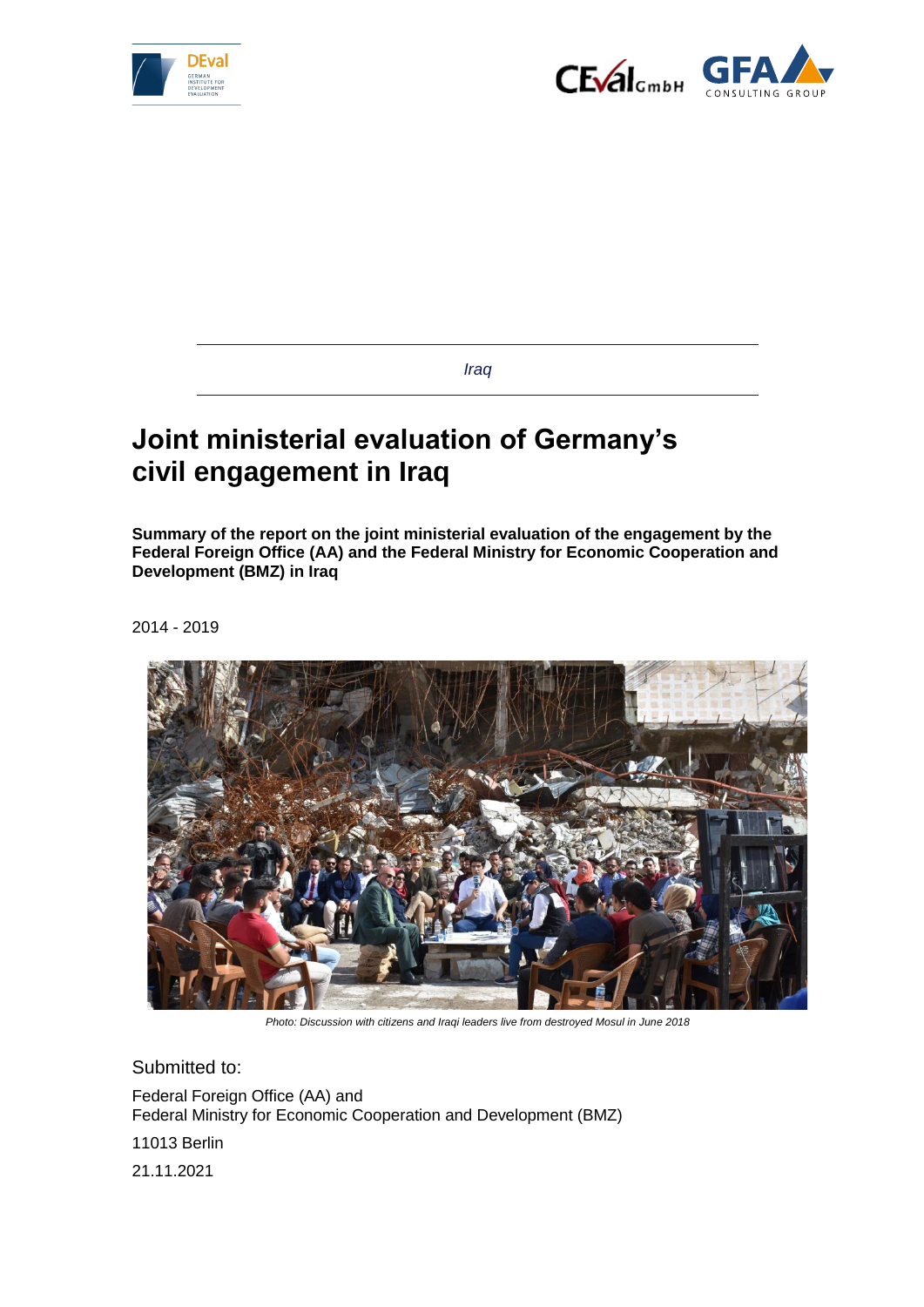*Iraq*

# Joint ministerial evaluation of Germany's civil engagement in Iraq

**Summary of the report on the joint ministerial evaluation of the engagement by the Federal Foreign Office (AA) and the Federal Ministry for Economic Cooperation and Development (BMZ) in Iraq**

2014 - 2019

*Photo: Discussion with citizens and Iraqi leaders live from destroyed Mosul in June 2018*

Submitted to:

Federal Foreign Office (AA) and
Federal Ministry for Economic Cooperation and Development (BMZ)

11013 Berlin

21.11.2021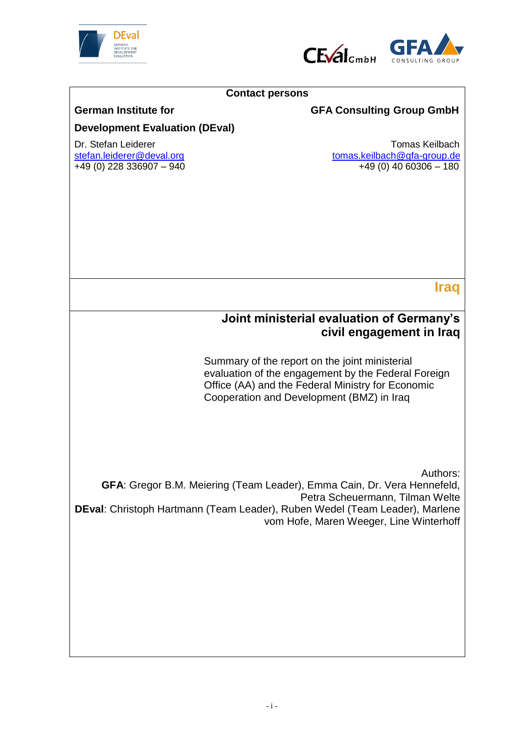**Contact persons**

**German Institute for Development Evaluation (DEval)**

Dr. Stefan Leiderer
stefan.leiderer@deval.org
+49 (0) 228 336907 – 940

**GFA Consulting Group GmbH**

Tomas Keilbach
tomas.keilbach@gfa-group.de
+49 (0) 40 60306 – 180

**Iraq**

# Joint ministerial evaluation of Germany's civil engagement in Iraq

Summary of the report on the joint ministerial evaluation of the engagement by the Federal Foreign Office (AA) and the Federal Ministry for Economic Cooperation and Development (BMZ) in Iraq

Authors:
**GFA**: Gregor B.M. Meiering (Team Leader), Emma Cain, Dr. Vera Hennefeld, Petra Scheuermann, Tilman Welte
**DEval**: Christoph Hartmann (Team Leader), Ruben Wedel (Team Leader), Marlene vom Hofe, Maren Weeger, Line Winterhoff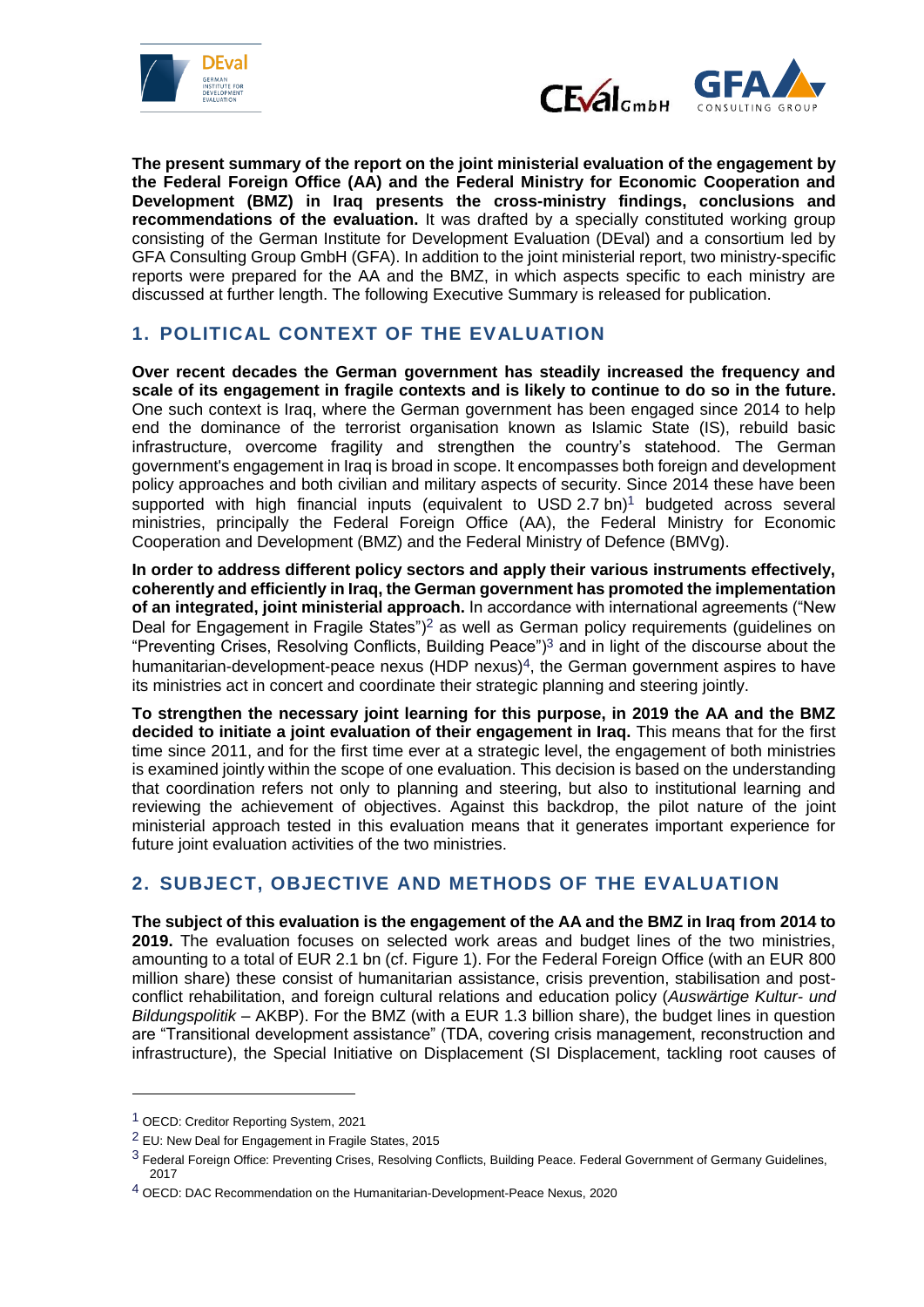**The present summary of the report on the joint ministerial evaluation of the engagement by the Federal Foreign Office (AA) and the Federal Ministry for Economic Cooperation and Development (BMZ) in Iraq presents the cross-ministry findings, conclusions and recommendations of the evaluation.** It was drafted by a specially constituted working group consisting of the German Institute for Development Evaluation (DEval) and a consortium led by GFA Consulting Group GmbH (GFA). In addition to the joint ministerial report, two ministry-specific reports were prepared for the AA and the BMZ, in which aspects specific to each ministry are discussed at further length. The following Executive Summary is released for publication.

## 1. POLITICAL CONTEXT OF THE EVALUATION

**Over recent decades the German government has steadily increased the frequency and scale of its engagement in fragile contexts and is likely to continue to do so in the future.** One such context is Iraq, where the German government has been engaged since 2014 to help end the dominance of the terrorist organisation known as Islamic State (IS), rebuild basic infrastructure, overcome fragility and strengthen the country's statehood. The German government's engagement in Iraq is broad in scope. It encompasses both foreign and development policy approaches and both civilian and military aspects of security. Since 2014 these have been supported with high financial inputs (equivalent to USD 2.7 bn)[1] budgeted across several ministries, principally the Federal Foreign Office (AA), the Federal Ministry for Economic Cooperation and Development (BMZ) and the Federal Ministry of Defence (BMVg).

**In order to address different policy sectors and apply their various instruments effectively, coherently and efficiently in Iraq, the German government has promoted the implementation of an integrated, joint ministerial approach.** In accordance with international agreements ("New Deal for Engagement in Fragile States")[2] as well as German policy requirements (guidelines on "Preventing Crises, Resolving Conflicts, Building Peace")[3] and in light of the discourse about the humanitarian-development-peace nexus (HDP nexus)[4], the German government aspires to have its ministries act in concert and coordinate their strategic planning and steering jointly.

**To strengthen the necessary joint learning for this purpose, in 2019 the AA and the BMZ decided to initiate a joint evaluation of their engagement in Iraq.** This means that for the first time since 2011, and for the first time ever at a strategic level, the engagement of both ministries is examined jointly within the scope of one evaluation. This decision is based on the understanding that coordination refers not only to planning and steering, but also to institutional learning and reviewing the achievement of objectives. Against this backdrop, the pilot nature of the joint ministerial approach tested in this evaluation means that it generates important experience for future joint evaluation activities of the two ministries.

## 2. SUBJECT, OBJECTIVE AND METHODS OF THE EVALUATION

**The subject of this evaluation is the engagement of the AA and the BMZ in Iraq from 2014 to 2019.** The evaluation focuses on selected work areas and budget lines of the two ministries, amounting to a total of EUR 2.1 bn (cf. Figure 1). For the Federal Foreign Office (with an EUR 800 million share) these consist of humanitarian assistance, crisis prevention, stabilisation and post-conflict rehabilitation, and foreign cultural relations and education policy (*Auswärtige Kultur- und Bildungspolitik* – AKBP). For the BMZ (with a EUR 1.3 billion share), the budget lines in question are "Transitional development assistance" (TDA, covering crisis management, reconstruction and infrastructure), the Special Initiative on Displacement (SI Displacement, tackling root causes of

---

[1] OECD: Creditor Reporting System, 2021

[2] EU: New Deal for Engagement in Fragile States, 2015

[3] Federal Foreign Office: Preventing Crises, Resolving Conflicts, Building Peace. Federal Government of Germany Guidelines, 2017

[4] OECD: DAC Recommendation on the Humanitarian-Development-Peace Nexus, 2020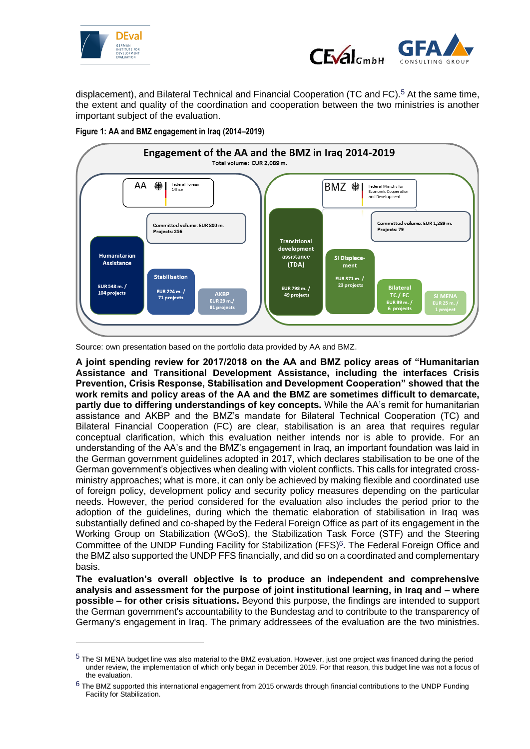displacement), and Bilateral Technical and Financial Cooperation (TC and FC).[5] At the same time, the extent and quality of the coordination and cooperation between the two ministries is another important subject of the evaluation.

**Figure 1: AA and BMZ engagement in Iraq (2014–2019)**

**Engagement of the AA and the BMZ in Iraq 2014-2019**

Total volume: EUR 2,089 m.

**AA** – Federal Foreign Office

Committed volume: EUR 800 m.
Projects: 256

- Humanitarian Assistance: EUR 548 m. / 104 projects
- Stabilisation: EUR 224 m. / 71 projects
- AKBP: EUR 29 m. / 81 projects

**BMZ** – Federal Ministry for Economic Cooperation and Development

Committed volume: EUR 1,289 m.
Projects: 79

- Transitional development assistance (TDA): EUR 793 m. / 49 projects
- SI Displacement: EUR 371 m. / 23 projects
- Bilateral TC / FC: EUR 99 m. / 6 projects
- SI MENA: EUR 25 m. / 1 project

Source: own presentation based on the portfolio data provided by AA and BMZ.

**A joint spending review for 2017/2018 on the AA and BMZ policy areas of "Humanitarian Assistance and Transitional Development Assistance, including the interfaces Crisis Prevention, Crisis Response, Stabilisation and Development Cooperation" showed that the work remits and policy areas of the AA and the BMZ are sometimes difficult to demarcate, partly due to differing understandings of key concepts.** While the AA's remit for humanitarian assistance and AKBP and the BMZ's mandate for Bilateral Technical Cooperation (TC) and Bilateral Financial Cooperation (FC) are clear, stabilisation is an area that requires regular conceptual clarification, which this evaluation neither intends nor is able to provide. For an understanding of the AA's and the BMZ's engagement in Iraq, an important foundation was laid in the German government guidelines adopted in 2017, which declares stabilisation to be one of the German government's objectives when dealing with violent conflicts. This calls for integrated cross-ministry approaches; what is more, it can only be achieved by making flexible and coordinated use of foreign policy, development policy and security policy measures depending on the particular needs. However, the period considered for the evaluation also includes the period prior to the adoption of the guidelines, during which the thematic elaboration of stabilisation in Iraq was substantially defined and co-shaped by the Federal Foreign Office as part of its engagement in the Working Group on Stabilization (WGoS), the Stabilization Task Force (STF) and the Steering Committee of the UNDP Funding Facility for Stabilization (FFS)[6]. The Federal Foreign Office and the BMZ also supported the UNDP FFS financially, and did so on a coordinated and complementary basis.

**The evaluation's overall objective is to produce an independent and comprehensive analysis and assessment for the purpose of joint institutional learning, in Iraq and – where possible – for other crisis situations.** Beyond this purpose, the findings are intended to support the German government's accountability to the Bundestag and to contribute to the transparency of Germany's engagement in Iraq. The primary addressees of the evaluation are the two ministries.

---

[5] The SI MENA budget line was also material to the BMZ evaluation. However, just one project was financed during the period under review, the implementation of which only began in December 2019. For that reason, this budget line was not a focus of the evaluation.

[6] The BMZ supported this international engagement from 2015 onwards through financial contributions to the UNDP Funding Facility for Stabilization.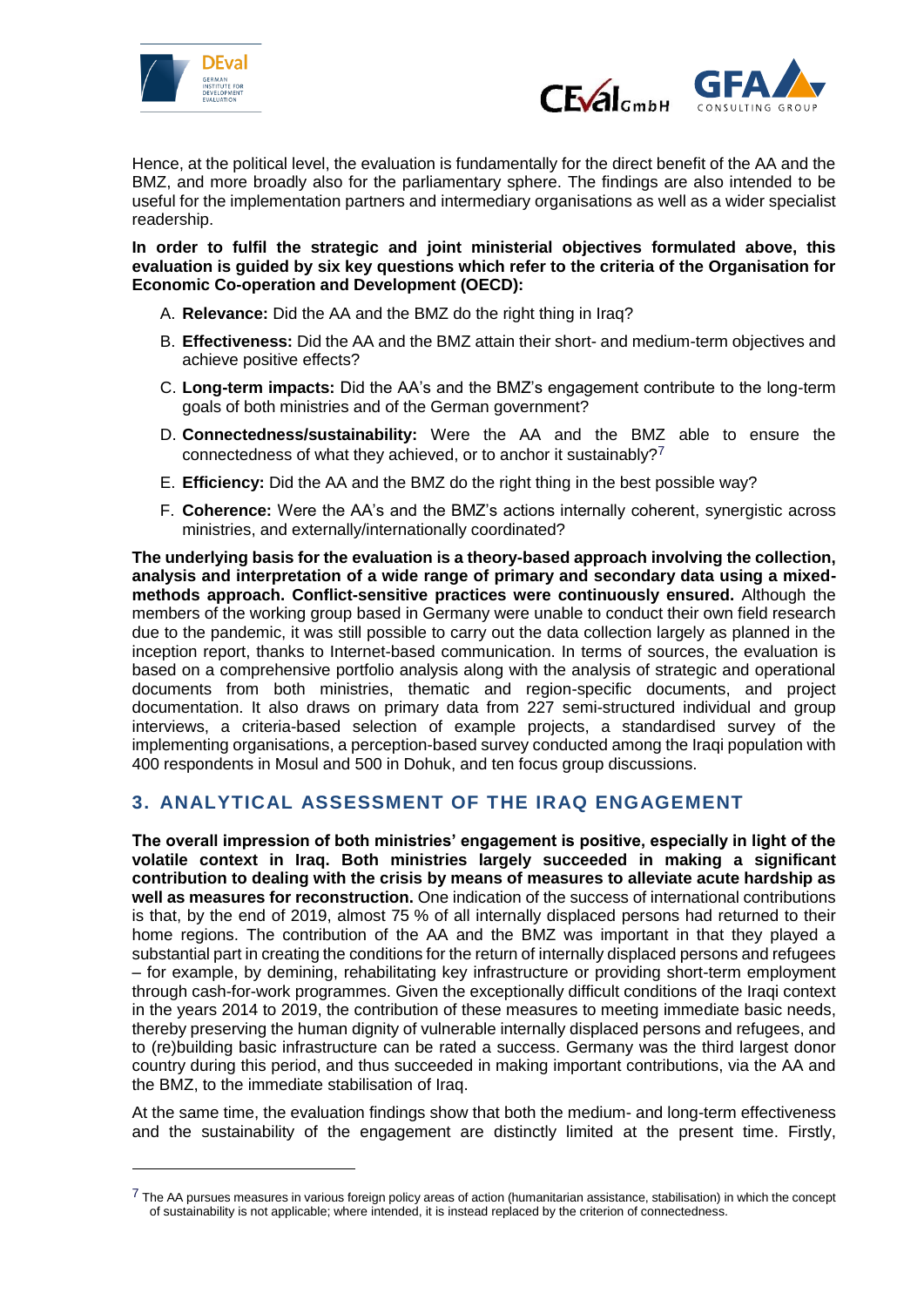Hence, at the political level, the evaluation is fundamentally for the direct benefit of the AA and the BMZ, and more broadly also for the parliamentary sphere. The findings are also intended to be useful for the implementation partners and intermediary organisations as well as a wider specialist readership.

**In order to fulfil the strategic and joint ministerial objectives formulated above, this evaluation is guided by six key questions which refer to the criteria of the Organisation for Economic Co-operation and Development (OECD):**

A. **Relevance:** Did the AA and the BMZ do the right thing in Iraq?

B. **Effectiveness:** Did the AA and the BMZ attain their short- and medium-term objectives and achieve positive effects?

C. **Long-term impacts:** Did the AA's and the BMZ's engagement contribute to the long-term goals of both ministries and of the German government?

D. **Connectedness/sustainability:** Were the AA and the BMZ able to ensure the connectedness of what they achieved, or to anchor it sustainably?[7]

E. **Efficiency:** Did the AA and the BMZ do the right thing in the best possible way?

F. **Coherence:** Were the AA's and the BMZ's actions internally coherent, synergistic across ministries, and externally/internationally coordinated?

**The underlying basis for the evaluation is a theory-based approach involving the collection, analysis and interpretation of a wide range of primary and secondary data using a mixed-methods approach. Conflict-sensitive practices were continuously ensured.** Although the members of the working group based in Germany were unable to conduct their own field research due to the pandemic, it was still possible to carry out the data collection largely as planned in the inception report, thanks to Internet-based communication. In terms of sources, the evaluation is based on a comprehensive portfolio analysis along with the analysis of strategic and operational documents from both ministries, thematic and region-specific documents, and project documentation. It also draws on primary data from 227 semi-structured individual and group interviews, a criteria-based selection of example projects, a standardised survey of the implementing organisations, a perception-based survey conducted among the Iraqi population with 400 respondents in Mosul and 500 in Dohuk, and ten focus group discussions.

## 3. ANALYTICAL ASSESSMENT OF THE IRAQ ENGAGEMENT

**The overall impression of both ministries' engagement is positive, especially in light of the volatile context in Iraq. Both ministries largely succeeded in making a significant contribution to dealing with the crisis by means of measures to alleviate acute hardship as well as measures for reconstruction.** One indication of the success of international contributions is that, by the end of 2019, almost 75 % of all internally displaced persons had returned to their home regions. The contribution of the AA and the BMZ was important in that they played a substantial part in creating the conditions for the return of internally displaced persons and refugees – for example, by demining, rehabilitating key infrastructure or providing short-term employment through cash-for-work programmes. Given the exceptionally difficult conditions of the Iraqi context in the years 2014 to 2019, the contribution of these measures to meeting immediate basic needs, thereby preserving the human dignity of vulnerable internally displaced persons and refugees, and to (re)building basic infrastructure can be rated a success. Germany was the third largest donor country during this period, and thus succeeded in making important contributions, via the AA and the BMZ, to the immediate stabilisation of Iraq.

At the same time, the evaluation findings show that both the medium- and long-term effectiveness and the sustainability of the engagement are distinctly limited at the present time. Firstly,

---

[7] The AA pursues measures in various foreign policy areas of action (humanitarian assistance, stabilisation) in which the concept of sustainability is not applicable; where intended, it is instead replaced by the criterion of connectedness.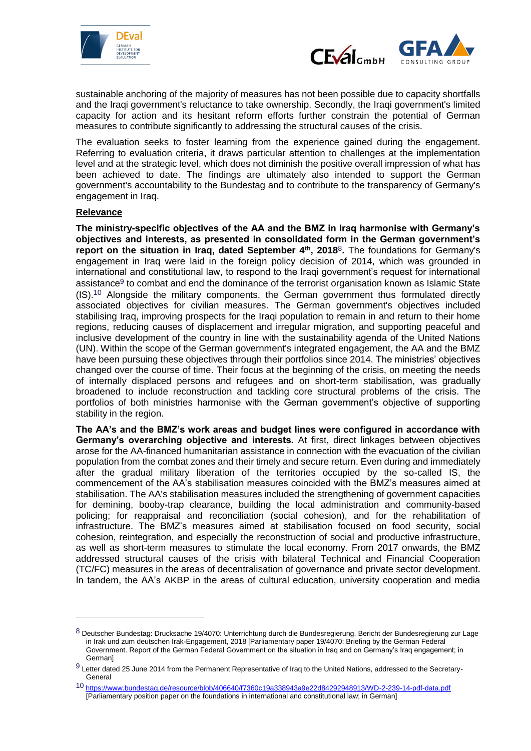sustainable anchoring of the majority of measures has not been possible due to capacity shortfalls and the Iraqi government's reluctance to take ownership. Secondly, the Iraqi government's limited capacity for action and its hesitant reform efforts further constrain the potential of German measures to contribute significantly to addressing the structural causes of the crisis.

The evaluation seeks to foster learning from the experience gained during the engagement. Referring to evaluation criteria, it draws particular attention to challenges at the implementation level and at the strategic level, which does not diminish the positive overall impression of what has been achieved to date. The findings are ultimately also intended to support the German government's accountability to the Bundestag and to contribute to the transparency of Germany's engagement in Iraq.

**Relevance**

**The ministry-specific objectives of the AA and the BMZ in Iraq harmonise with Germany's objectives and interests, as presented in consolidated form in the German government's report on the situation in Iraq, dated September 4th, 2018[8].** The foundations for Germany's engagement in Iraq were laid in the foreign policy decision of 2014, which was grounded in international and constitutional law, to respond to the Iraqi government's request for international assistance[9] to combat and end the dominance of the terrorist organisation known as Islamic State (IS).[10] Alongside the military components, the German government thus formulated directly associated objectives for civilian measures. The German government's objectives included stabilising Iraq, improving prospects for the Iraqi population to remain in and return to their home regions, reducing causes of displacement and irregular migration, and supporting peaceful and inclusive development of the country in line with the sustainability agenda of the United Nations (UN). Within the scope of the German government's integrated engagement, the AA and the BMZ have been pursuing these objectives through their portfolios since 2014. The ministries' objectives changed over the course of time. Their focus at the beginning of the crisis, on meeting the needs of internally displaced persons and refugees and on short-term stabilisation, was gradually broadened to include reconstruction and tackling core structural problems of the crisis. The portfolios of both ministries harmonise with the German government's objective of supporting stability in the region.

**The AA's and the BMZ's work areas and budget lines were configured in accordance with Germany's overarching objective and interests.** At first, direct linkages between objectives arose for the AA-financed humanitarian assistance in connection with the evacuation of the civilian population from the combat zones and their timely and secure return. Even during and immediately after the gradual military liberation of the territories occupied by the so-called IS, the commencement of the AA's stabilisation measures coincided with the BMZ's measures aimed at stabilisation. The AA's stabilisation measures included the strengthening of government capacities for demining, booby-trap clearance, building the local administration and community-based policing; for reappraisal and reconciliation (social cohesion), and for the rehabilitation of infrastructure. The BMZ's measures aimed at stabilisation focused on food security, social cohesion, reintegration, and especially the reconstruction of social and productive infrastructure, as well as short-term measures to stimulate the local economy. From 2017 onwards, the BMZ addressed structural causes of the crisis with bilateral Technical and Financial Cooperation (TC/FC) measures in the areas of decentralisation of governance and private sector development. In tandem, the AA's AKBP in the areas of cultural education, university cooperation and media

---

[8] Deutscher Bundestag: Drucksache 19/4070: Unterrichtung durch die Bundesregierung. Bericht der Bundesregierung zur Lage in Irak und zum deutschen Irak-Engagement, 2018 [Parliamentary paper 19/4070: Briefing by the German Federal Government. Report of the German Federal Government on the situation in Iraq and on Germany's Iraq engagement; in German]

[9] Letter dated 25 June 2014 from the Permanent Representative of Iraq to the United Nations, addressed to the Secretary-General

[10] https://www.bundestag.de/resource/blob/406640/f7360c19a338943a9e22d84292948913/WD-2-239-14-pdf-data.pdf [Parliamentary position paper on the foundations in international and constitutional law; in German]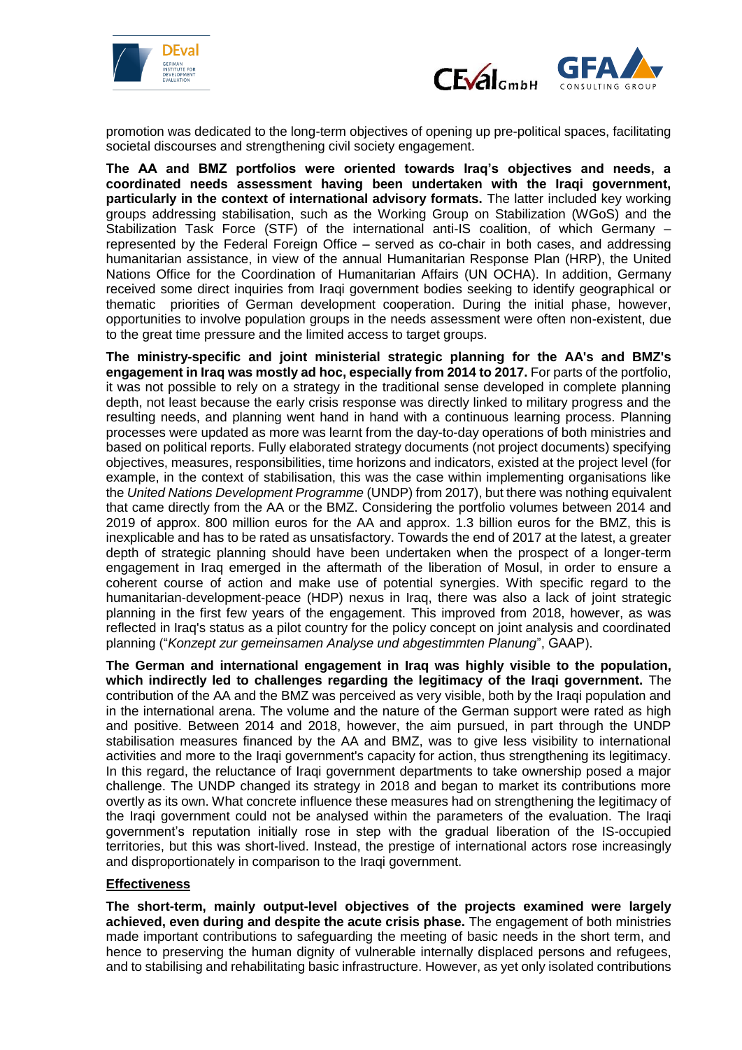promotion was dedicated to the long-term objectives of opening up pre-political spaces, facilitating societal discourses and strengthening civil society engagement.

**The AA and BMZ portfolios were oriented towards Iraq's objectives and needs, a coordinated needs assessment having been undertaken with the Iraqi government, particularly in the context of international advisory formats.** The latter included key working groups addressing stabilisation, such as the Working Group on Stabilization (WGoS) and the Stabilization Task Force (STF) of the international anti-IS coalition, of which Germany – represented by the Federal Foreign Office – served as co-chair in both cases, and addressing humanitarian assistance, in view of the annual Humanitarian Response Plan (HRP), the United Nations Office for the Coordination of Humanitarian Affairs (UN OCHA). In addition, Germany received some direct inquiries from Iraqi government bodies seeking to identify geographical or thematic priorities of German development cooperation. During the initial phase, however, opportunities to involve population groups in the needs assessment were often non-existent, due to the great time pressure and the limited access to target groups.

**The ministry-specific and joint ministerial strategic planning for the AA's and BMZ's engagement in Iraq was mostly ad hoc, especially from 2014 to 2017.** For parts of the portfolio, it was not possible to rely on a strategy in the traditional sense developed in complete planning depth, not least because the early crisis response was directly linked to military progress and the resulting needs, and planning went hand in hand with a continuous learning process. Planning processes were updated as more was learnt from the day-to-day operations of both ministries and based on political reports. Fully elaborated strategy documents (not project documents) specifying objectives, measures, responsibilities, time horizons and indicators, existed at the project level (for example, in the context of stabilisation, this was the case within implementing organisations like the *United Nations Development Programme* (UNDP) from 2017), but there was nothing equivalent that came directly from the AA or the BMZ. Considering the portfolio volumes between 2014 and 2019 of approx. 800 million euros for the AA and approx. 1.3 billion euros for the BMZ, this is inexplicable and has to be rated as unsatisfactory. Towards the end of 2017 at the latest, a greater depth of strategic planning should have been undertaken when the prospect of a longer-term engagement in Iraq emerged in the aftermath of the liberation of Mosul, in order to ensure a coherent course of action and make use of potential synergies. With specific regard to the humanitarian-development-peace (HDP) nexus in Iraq, there was also a lack of joint strategic planning in the first few years of the engagement. This improved from 2018, however, as was reflected in Iraq's status as a pilot country for the policy concept on joint analysis and coordinated planning ("*Konzept zur gemeinsamen Analyse und abgestimmten Planung*", GAAP).

**The German and international engagement in Iraq was highly visible to the population, which indirectly led to challenges regarding the legitimacy of the Iraqi government.** The contribution of the AA and the BMZ was perceived as very visible, both by the Iraqi population and in the international arena. The volume and the nature of the German support were rated as high and positive. Between 2014 and 2018, however, the aim pursued, in part through the UNDP stabilisation measures financed by the AA and BMZ, was to give less visibility to international activities and more to the Iraqi government's capacity for action, thus strengthening its legitimacy. In this regard, the reluctance of Iraqi government departments to take ownership posed a major challenge. The UNDP changed its strategy in 2018 and began to market its contributions more overtly as its own. What concrete influence these measures had on strengthening the legitimacy of the Iraqi government could not be analysed within the parameters of the evaluation. The Iraqi government's reputation initially rose in step with the gradual liberation of the IS-occupied territories, but this was short-lived. Instead, the prestige of international actors rose increasingly and disproportionately in comparison to the Iraqi government.

**Effectiveness**

**The short-term, mainly output-level objectives of the projects examined were largely achieved, even during and despite the acute crisis phase.** The engagement of both ministries made important contributions to safeguarding the meeting of basic needs in the short term, and hence to preserving the human dignity of vulnerable internally displaced persons and refugees, and to stabilising and rehabilitating basic infrastructure. However, as yet only isolated contributions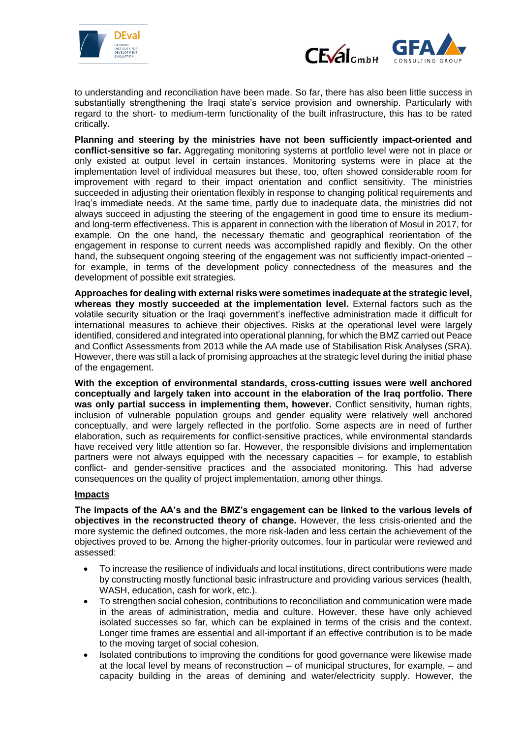to understanding and reconciliation have been made. So far, there has also been little success in substantially strengthening the Iraqi state's service provision and ownership. Particularly with regard to the short- to medium-term functionality of the built infrastructure, this has to be rated critically.

**Planning and steering by the ministries have not been sufficiently impact-oriented and conflict-sensitive so far.** Aggregating monitoring systems at portfolio level were not in place or only existed at output level in certain instances. Monitoring systems were in place at the implementation level of individual measures but these, too, often showed considerable room for improvement with regard to their impact orientation and conflict sensitivity. The ministries succeeded in adjusting their orientation flexibly in response to changing political requirements and Iraq's immediate needs. At the same time, partly due to inadequate data, the ministries did not always succeed in adjusting the steering of the engagement in good time to ensure its medium- and long-term effectiveness. This is apparent in connection with the liberation of Mosul in 2017, for example. On the one hand, the necessary thematic and geographical reorientation of the engagement in response to current needs was accomplished rapidly and flexibly. On the other hand, the subsequent ongoing steering of the engagement was not sufficiently impact-oriented – for example, in terms of the development policy connectedness of the measures and the development of possible exit strategies.

**Approaches for dealing with external risks were sometimes inadequate at the strategic level, whereas they mostly succeeded at the implementation level.** External factors such as the volatile security situation or the Iraqi government's ineffective administration made it difficult for international measures to achieve their objectives. Risks at the operational level were largely identified, considered and integrated into operational planning, for which the BMZ carried out Peace and Conflict Assessments from 2013 while the AA made use of Stabilisation Risk Analyses (SRA). However, there was still a lack of promising approaches at the strategic level during the initial phase of the engagement.

**With the exception of environmental standards, cross-cutting issues were well anchored conceptually and largely taken into account in the elaboration of the Iraq portfolio. There was only partial success in implementing them, however.** Conflict sensitivity, human rights, inclusion of vulnerable population groups and gender equality were relatively well anchored conceptually, and were largely reflected in the portfolio. Some aspects are in need of further elaboration, such as requirements for conflict-sensitive practices, while environmental standards have received very little attention so far. However, the responsible divisions and implementation partners were not always equipped with the necessary capacities – for example, to establish conflict- and gender-sensitive practices and the associated monitoring. This had adverse consequences on the quality of project implementation, among other things.

**Impacts**

**The impacts of the AA's and the BMZ's engagement can be linked to the various levels of objectives in the reconstructed theory of change.** However, the less crisis-oriented and the more systemic the defined outcomes, the more risk-laden and less certain the achievement of the objectives proved to be. Among the higher-priority outcomes, four in particular were reviewed and assessed:

- To increase the resilience of individuals and local institutions, direct contributions were made by constructing mostly functional basic infrastructure and providing various services (health, WASH, education, cash for work, etc.).
- To strengthen social cohesion, contributions to reconciliation and communication were made in the areas of administration, media and culture. However, these have only achieved isolated successes so far, which can be explained in terms of the crisis and the context. Longer time frames are essential and all-important if an effective contribution is to be made to the moving target of social cohesion.
- Isolated contributions to improving the conditions for good governance were likewise made at the local level by means of reconstruction – of municipal structures, for example, – and capacity building in the areas of demining and water/electricity supply. However, the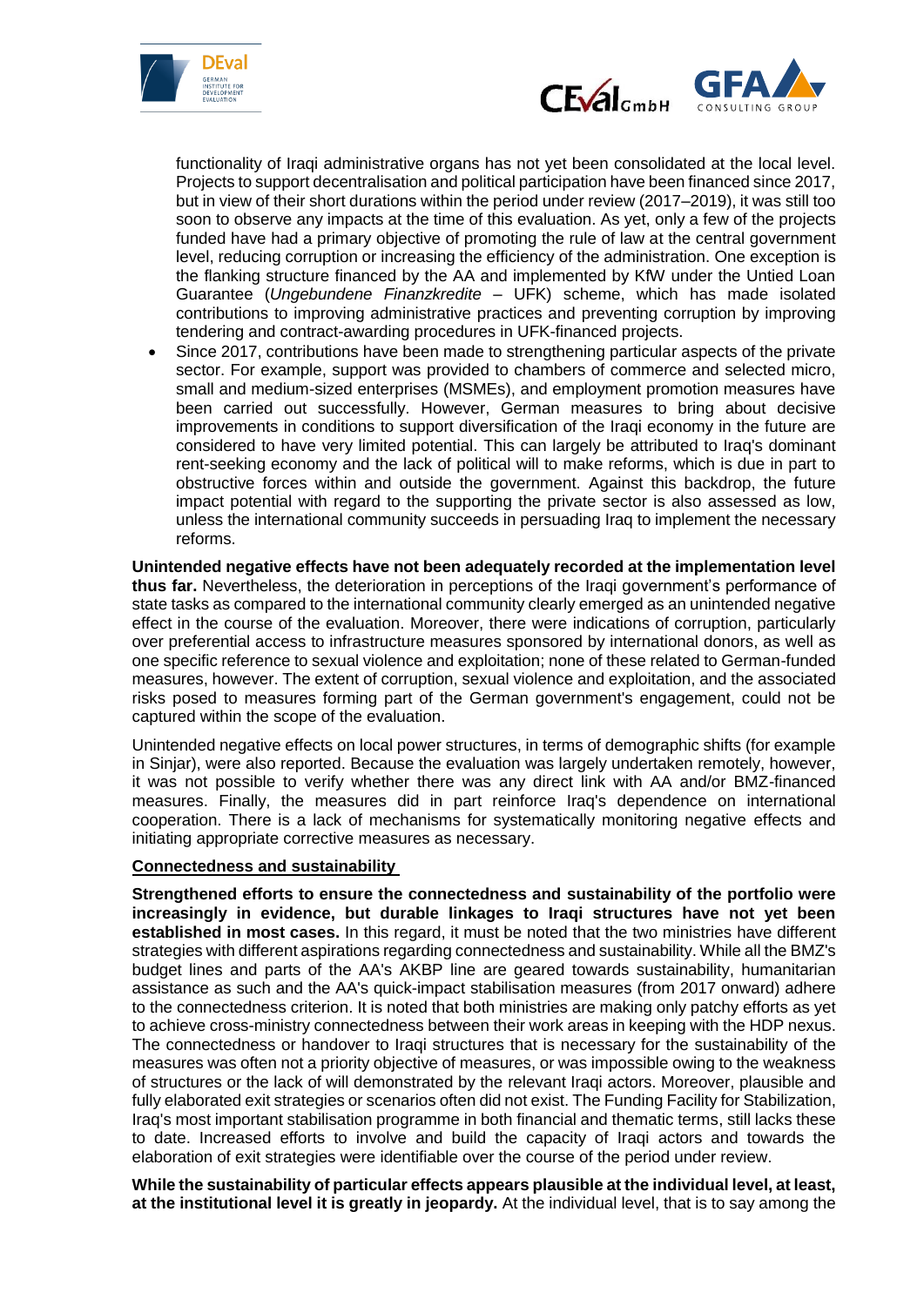functionality of Iraqi administrative organs has not yet been consolidated at the local level. Projects to support decentralisation and political participation have been financed since 2017, but in view of their short durations within the period under review (2017–2019), it was still too soon to observe any impacts at the time of this evaluation. As yet, only a few of the projects funded have had a primary objective of promoting the rule of law at the central government level, reducing corruption or increasing the efficiency of the administration. One exception is the flanking structure financed by the AA and implemented by KfW under the Untied Loan Guarantee (*Ungebundene Finanzkredite* – UFK) scheme, which has made isolated contributions to improving administrative practices and preventing corruption by improving tendering and contract-awarding procedures in UFK-financed projects.

- Since 2017, contributions have been made to strengthening particular aspects of the private sector. For example, support was provided to chambers of commerce and selected micro, small and medium-sized enterprises (MSMEs), and employment promotion measures have been carried out successfully. However, German measures to bring about decisive improvements in conditions to support diversification of the Iraqi economy in the future are considered to have very limited potential. This can largely be attributed to Iraq's dominant rent-seeking economy and the lack of political will to make reforms, which is due in part to obstructive forces within and outside the government. Against this backdrop, the future impact potential with regard to the supporting the private sector is also assessed as low, unless the international community succeeds in persuading Iraq to implement the necessary reforms.

**Unintended negative effects have not been adequately recorded at the implementation level thus far.** Nevertheless, the deterioration in perceptions of the Iraqi government's performance of state tasks as compared to the international community clearly emerged as an unintended negative effect in the course of the evaluation. Moreover, there were indications of corruption, particularly over preferential access to infrastructure measures sponsored by international donors, as well as one specific reference to sexual violence and exploitation; none of these related to German-funded measures, however. The extent of corruption, sexual violence and exploitation, and the associated risks posed to measures forming part of the German government's engagement, could not be captured within the scope of the evaluation.

Unintended negative effects on local power structures, in terms of demographic shifts (for example in Sinjar), were also reported. Because the evaluation was largely undertaken remotely, however, it was not possible to verify whether there was any direct link with AA and/or BMZ-financed measures. Finally, the measures did in part reinforce Iraq's dependence on international cooperation. There is a lack of mechanisms for systematically monitoring negative effects and initiating appropriate corrective measures as necessary.

## Connectedness and sustainability

**Strengthened efforts to ensure the connectedness and sustainability of the portfolio were increasingly in evidence, but durable linkages to Iraqi structures have not yet been established in most cases.** In this regard, it must be noted that the two ministries have different strategies with different aspirations regarding connectedness and sustainability. While all the BMZ's budget lines and parts of the AA's AKBP line are geared towards sustainability, humanitarian assistance as such and the AA's quick-impact stabilisation measures (from 2017 onward) adhere to the connectedness criterion. It is noted that both ministries are making only patchy efforts as yet to achieve cross-ministry connectedness between their work areas in keeping with the HDP nexus. The connectedness or handover to Iraqi structures that is necessary for the sustainability of the measures was often not a priority objective of measures, or was impossible owing to the weakness of structures or the lack of will demonstrated by the relevant Iraqi actors. Moreover, plausible and fully elaborated exit strategies or scenarios often did not exist. The Funding Facility for Stabilization, Iraq's most important stabilisation programme in both financial and thematic terms, still lacks these to date. Increased efforts to involve and build the capacity of Iraqi actors and towards the elaboration of exit strategies were identifiable over the course of the period under review.

**While the sustainability of particular effects appears plausible at the individual level, at least, at the institutional level it is greatly in jeopardy.** At the individual level, that is to say among the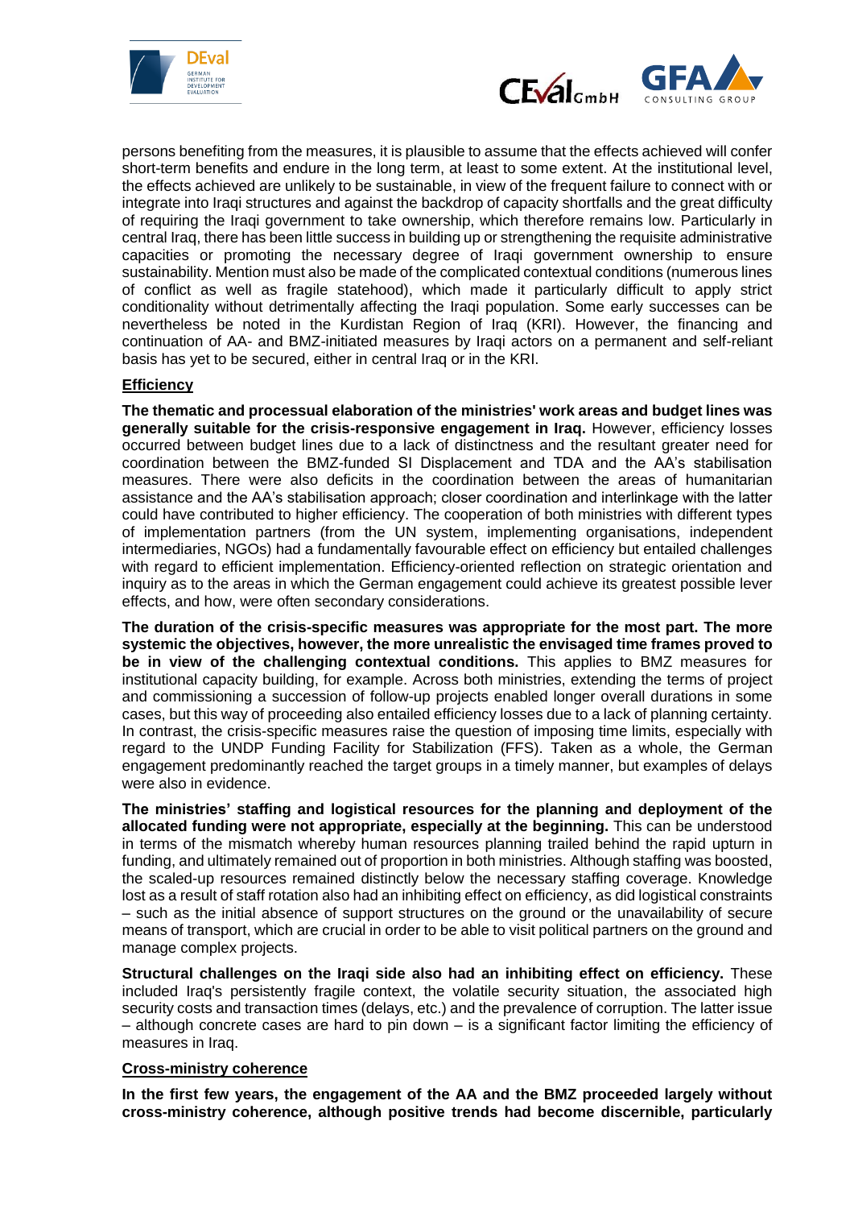persons benefiting from the measures, it is plausible to assume that the effects achieved will confer short-term benefits and endure in the long term, at least to some extent. At the institutional level, the effects achieved are unlikely to be sustainable, in view of the frequent failure to connect with or integrate into Iraqi structures and against the backdrop of capacity shortfalls and the great difficulty of requiring the Iraqi government to take ownership, which therefore remains low. Particularly in central Iraq, there has been little success in building up or strengthening the requisite administrative capacities or promoting the necessary degree of Iraqi government ownership to ensure sustainability. Mention must also be made of the complicated contextual conditions (numerous lines of conflict as well as fragile statehood), which made it particularly difficult to apply strict conditionality without detrimentally affecting the Iraqi population. Some early successes can be nevertheless be noted in the Kurdistan Region of Iraq (KRI). However, the financing and continuation of AA- and BMZ-initiated measures by Iraqi actors on a permanent and self-reliant basis has yet to be secured, either in central Iraq or in the KRI.

## Efficiency

**The thematic and processual elaboration of the ministries' work areas and budget lines was generally suitable for the crisis-responsive engagement in Iraq.** However, efficiency losses occurred between budget lines due to a lack of distinctness and the resultant greater need for coordination between the BMZ-funded SI Displacement and TDA and the AA's stabilisation measures. There were also deficits in the coordination between the areas of humanitarian assistance and the AA's stabilisation approach; closer coordination and interlinkage with the latter could have contributed to higher efficiency. The cooperation of both ministries with different types of implementation partners (from the UN system, implementing organisations, independent intermediaries, NGOs) had a fundamentally favourable effect on efficiency but entailed challenges with regard to efficient implementation. Efficiency-oriented reflection on strategic orientation and inquiry as to the areas in which the German engagement could achieve its greatest possible lever effects, and how, were often secondary considerations.

**The duration of the crisis-specific measures was appropriate for the most part. The more systemic the objectives, however, the more unrealistic the envisaged time frames proved to be in view of the challenging contextual conditions.** This applies to BMZ measures for institutional capacity building, for example. Across both ministries, extending the terms of project and commissioning a succession of follow-up projects enabled longer overall durations in some cases, but this way of proceeding also entailed efficiency losses due to a lack of planning certainty. In contrast, the crisis-specific measures raise the question of imposing time limits, especially with regard to the UNDP Funding Facility for Stabilization (FFS). Taken as a whole, the German engagement predominantly reached the target groups in a timely manner, but examples of delays were also in evidence.

**The ministries' staffing and logistical resources for the planning and deployment of the allocated funding were not appropriate, especially at the beginning.** This can be understood in terms of the mismatch whereby human resources planning trailed behind the rapid upturn in funding, and ultimately remained out of proportion in both ministries. Although staffing was boosted, the scaled-up resources remained distinctly below the necessary staffing coverage. Knowledge lost as a result of staff rotation also had an inhibiting effect on efficiency, as did logistical constraints – such as the initial absence of support structures on the ground or the unavailability of secure means of transport, which are crucial in order to be able to visit political partners on the ground and manage complex projects.

**Structural challenges on the Iraqi side also had an inhibiting effect on efficiency.** These included Iraq's persistently fragile context, the volatile security situation, the associated high security costs and transaction times (delays, etc.) and the prevalence of corruption. The latter issue – although concrete cases are hard to pin down – is a significant factor limiting the efficiency of measures in Iraq.

## Cross-ministry coherence

**In the first few years, the engagement of the AA and the BMZ proceeded largely without cross-ministry coherence, although positive trends had become discernible, particularly**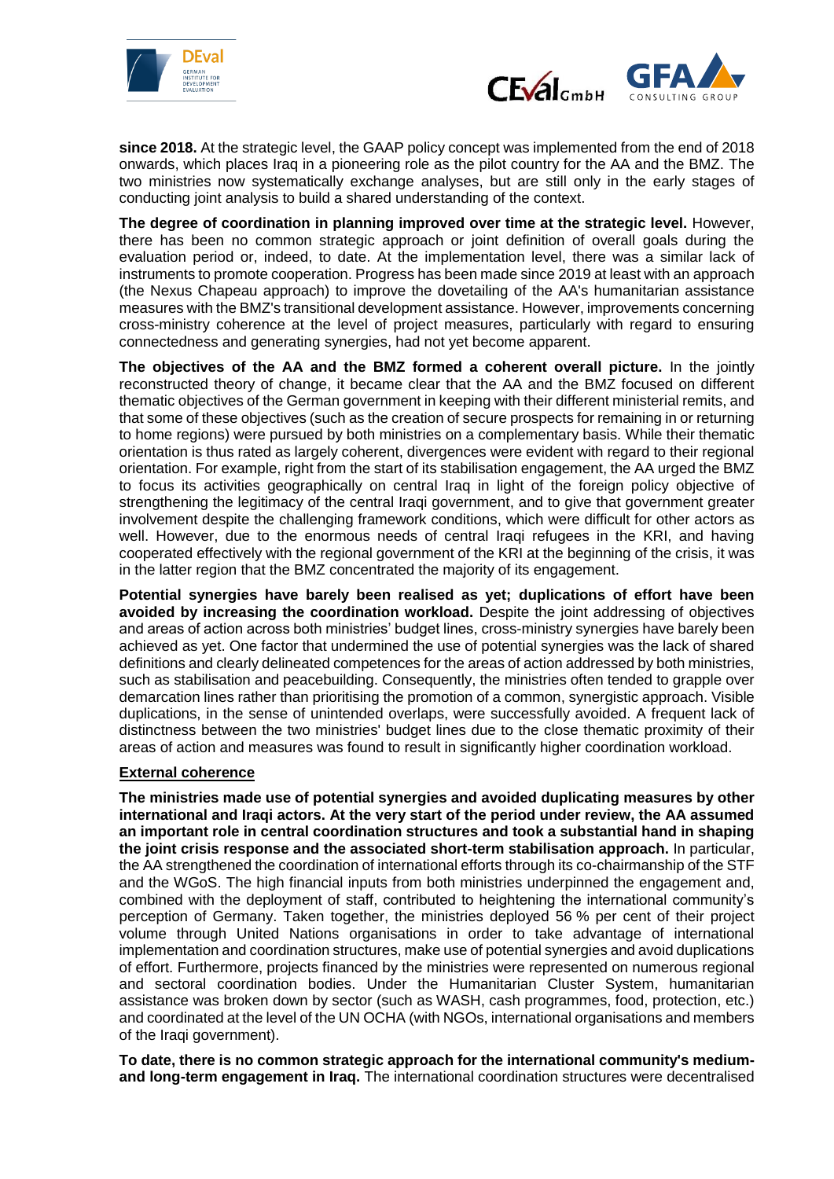**since 2018.** At the strategic level, the GAAP policy concept was implemented from the end of 2018 onwards, which places Iraq in a pioneering role as the pilot country for the AA and the BMZ. The two ministries now systematically exchange analyses, but are still only in the early stages of conducting joint analysis to build a shared understanding of the context.

**The degree of coordination in planning improved over time at the strategic level.** However, there has been no common strategic approach or joint definition of overall goals during the evaluation period or, indeed, to date. At the implementation level, there was a similar lack of instruments to promote cooperation. Progress has been made since 2019 at least with an approach (the Nexus Chapeau approach) to improve the dovetailing of the AA's humanitarian assistance measures with the BMZ's transitional development assistance. However, improvements concerning cross-ministry coherence at the level of project measures, particularly with regard to ensuring connectedness and generating synergies, had not yet become apparent.

**The objectives of the AA and the BMZ formed a coherent overall picture.** In the jointly reconstructed theory of change, it became clear that the AA and the BMZ focused on different thematic objectives of the German government in keeping with their different ministerial remits, and that some of these objectives (such as the creation of secure prospects for remaining in or returning to home regions) were pursued by both ministries on a complementary basis. While their thematic orientation is thus rated as largely coherent, divergences were evident with regard to their regional orientation. For example, right from the start of its stabilisation engagement, the AA urged the BMZ to focus its activities geographically on central Iraq in light of the foreign policy objective of strengthening the legitimacy of the central Iraqi government, and to give that government greater involvement despite the challenging framework conditions, which were difficult for other actors as well. However, due to the enormous needs of central Iraqi refugees in the KRI, and having cooperated effectively with the regional government of the KRI at the beginning of the crisis, it was in the latter region that the BMZ concentrated the majority of its engagement.

**Potential synergies have barely been realised as yet; duplications of effort have been avoided by increasing the coordination workload.** Despite the joint addressing of objectives and areas of action across both ministries' budget lines, cross-ministry synergies have barely been achieved as yet. One factor that undermined the use of potential synergies was the lack of shared definitions and clearly delineated competences for the areas of action addressed by both ministries, such as stabilisation and peacebuilding. Consequently, the ministries often tended to grapple over demarcation lines rather than prioritising the promotion of a common, synergistic approach. Visible duplications, in the sense of unintended overlaps, were successfully avoided. A frequent lack of distinctness between the two ministries' budget lines due to the close thematic proximity of their areas of action and measures was found to result in significantly higher coordination workload.

**External coherence**

**The ministries made use of potential synergies and avoided duplicating measures by other international and Iraqi actors. At the very start of the period under review, the AA assumed an important role in central coordination structures and took a substantial hand in shaping the joint crisis response and the associated short-term stabilisation approach.** In particular, the AA strengthened the coordination of international efforts through its co-chairmanship of the STF and the WGoS. The high financial inputs from both ministries underpinned the engagement and, combined with the deployment of staff, contributed to heightening the international community's perception of Germany. Taken together, the ministries deployed 56 % per cent of their project volume through United Nations organisations in order to take advantage of international implementation and coordination structures, make use of potential synergies and avoid duplications of effort. Furthermore, projects financed by the ministries were represented on numerous regional and sectoral coordination bodies. Under the Humanitarian Cluster System, humanitarian assistance was broken down by sector (such as WASH, cash programmes, food, protection, etc.) and coordinated at the level of the UN OCHA (with NGOs, international organisations and members of the Iraqi government).

**To date, there is no common strategic approach for the international community's medium- and long-term engagement in Iraq.** The international coordination structures were decentralised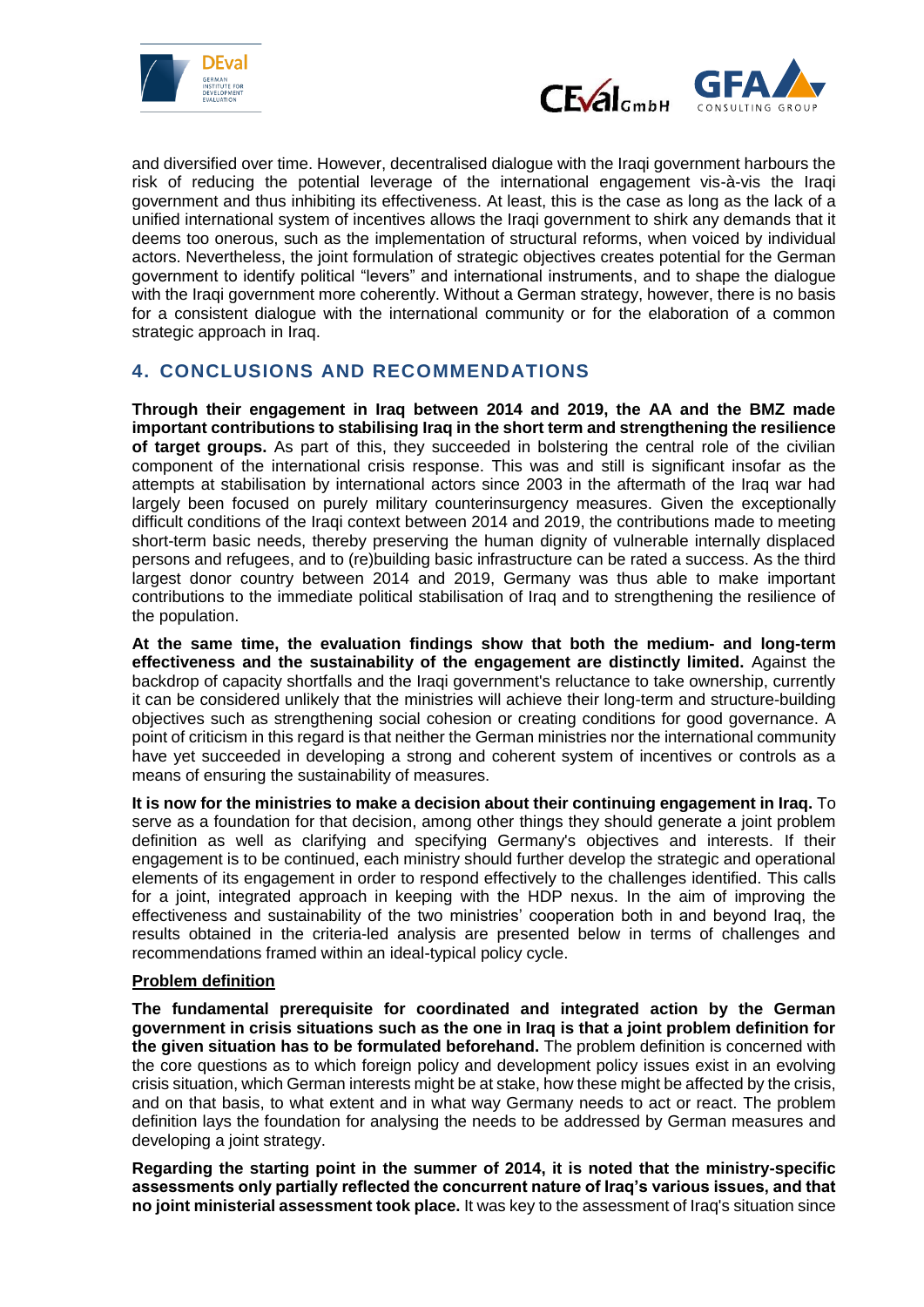and diversified over time. However, decentralised dialogue with the Iraqi government harbours the risk of reducing the potential leverage of the international engagement vis-à-vis the Iraqi government and thus inhibiting its effectiveness. At least, this is the case as long as the lack of a unified international system of incentives allows the Iraqi government to shirk any demands that it deems too onerous, such as the implementation of structural reforms, when voiced by individual actors. Nevertheless, the joint formulation of strategic objectives creates potential for the German government to identify political "levers" and international instruments, and to shape the dialogue with the Iraqi government more coherently. Without a German strategy, however, there is no basis for a consistent dialogue with the international community or for the elaboration of a common strategic approach in Iraq.

## 4. CONCLUSIONS AND RECOMMENDATIONS

**Through their engagement in Iraq between 2014 and 2019, the AA and the BMZ made important contributions to stabilising Iraq in the short term and strengthening the resilience of target groups.** As part of this, they succeeded in bolstering the central role of the civilian component of the international crisis response. This was and still is significant insofar as the attempts at stabilisation by international actors since 2003 in the aftermath of the Iraq war had largely been focused on purely military counterinsurgency measures. Given the exceptionally difficult conditions of the Iraqi context between 2014 and 2019, the contributions made to meeting short-term basic needs, thereby preserving the human dignity of vulnerable internally displaced persons and refugees, and to (re)building basic infrastructure can be rated a success. As the third largest donor country between 2014 and 2019, Germany was thus able to make important contributions to the immediate political stabilisation of Iraq and to strengthening the resilience of the population.

**At the same time, the evaluation findings show that both the medium- and long-term effectiveness and the sustainability of the engagement are distinctly limited.** Against the backdrop of capacity shortfalls and the Iraqi government's reluctance to take ownership, currently it can be considered unlikely that the ministries will achieve their long-term and structure-building objectives such as strengthening social cohesion or creating conditions for good governance. A point of criticism in this regard is that neither the German ministries nor the international community have yet succeeded in developing a strong and coherent system of incentives or controls as a means of ensuring the sustainability of measures.

**It is now for the ministries to make a decision about their continuing engagement in Iraq.** To serve as a foundation for that decision, among other things they should generate a joint problem definition as well as clarifying and specifying Germany's objectives and interests. If their engagement is to be continued, each ministry should further develop the strategic and operational elements of its engagement in order to respond effectively to the challenges identified. This calls for a joint, integrated approach in keeping with the HDP nexus. In the aim of improving the effectiveness and sustainability of the two ministries' cooperation both in and beyond Iraq, the results obtained in the criteria-led analysis are presented below in terms of challenges and recommendations framed within an ideal-typical policy cycle.

### Problem definition

**The fundamental prerequisite for coordinated and integrated action by the German government in crisis situations such as the one in Iraq is that a joint problem definition for the given situation has to be formulated beforehand.** The problem definition is concerned with the core questions as to which foreign policy and development policy issues exist in an evolving crisis situation, which German interests might be at stake, how these might be affected by the crisis, and on that basis, to what extent and in what way Germany needs to act or react. The problem definition lays the foundation for analysing the needs to be addressed by German measures and developing a joint strategy.

**Regarding the starting point in the summer of 2014, it is noted that the ministry-specific assessments only partially reflected the concurrent nature of Iraq's various issues, and that no joint ministerial assessment took place.** It was key to the assessment of Iraq's situation since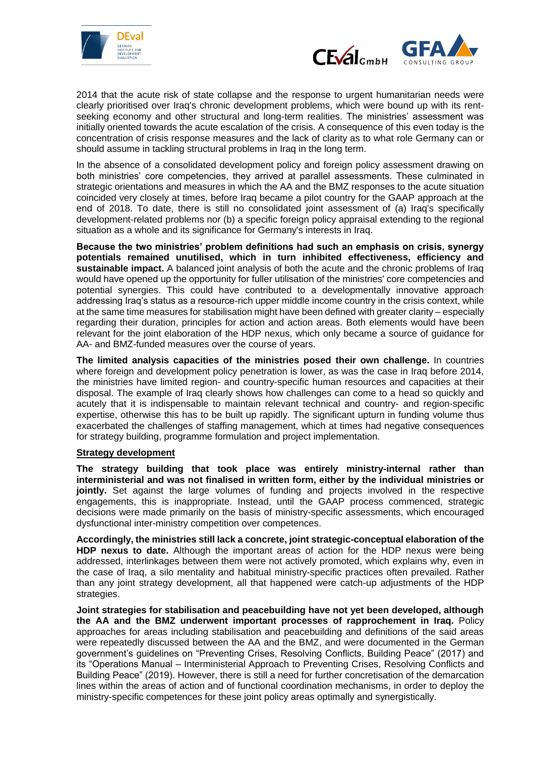2014 that the acute risk of state collapse and the response to urgent humanitarian needs were clearly prioritised over Iraq's chronic development problems, which were bound up with its rent-seeking economy and other structural and long-term realities. The ministries' assessment was initially oriented towards the acute escalation of the crisis. A consequence of this even today is the concentration of crisis response measures and the lack of clarity as to what role Germany can or should assume in tackling structural problems in Iraq in the long term.

In the absence of a consolidated development policy and foreign policy assessment drawing on both ministries' core competencies, they arrived at parallel assessments. These culminated in strategic orientations and measures in which the AA and the BMZ responses to the acute situation coincided very closely at times, before Iraq became a pilot country for the GAAP approach at the end of 2018. To date, there is still no consolidated joint assessment of (a) Iraq's specifically development-related problems nor (b) a specific foreign policy appraisal extending to the regional situation as a whole and its significance for Germany's interests in Iraq.

**Because the two ministries' problem definitions had such an emphasis on crisis, synergy potentials remained unutilised, which in turn inhibited effectiveness, efficiency and sustainable impact.** A balanced joint analysis of both the acute and the chronic problems of Iraq would have opened up the opportunity for fuller utilisation of the ministries' core competencies and potential synergies. This could have contributed to a developmentally innovative approach addressing Iraq's status as a resource-rich upper middle income country in the crisis context, while at the same time measures for stabilisation might have been defined with greater clarity – especially regarding their duration, principles for action and action areas. Both elements would have been relevant for the joint elaboration of the HDP nexus, which only became a source of guidance for AA- and BMZ-funded measures over the course of years.

**The limited analysis capacities of the ministries posed their own challenge.** In countries where foreign and development policy penetration is lower, as was the case in Iraq before 2014, the ministries have limited region- and country-specific human resources and capacities at their disposal. The example of Iraq clearly shows how challenges can come to a head so quickly and acutely that it is indispensable to maintain relevant technical and country- and region-specific expertise, otherwise this has to be built up rapidly. The significant upturn in funding volume thus exacerbated the challenges of staffing management, which at times had negative consequences for strategy building, programme formulation and project implementation.

**Strategy development**

**The strategy building that took place was entirely ministry-internal rather than interministerial and was not finalised in written form, either by the individual ministries or jointly.** Set against the large volumes of funding and projects involved in the respective engagements, this is inappropriate. Instead, until the GAAP process commenced, strategic decisions were made primarily on the basis of ministry-specific assessments, which encouraged dysfunctional inter-ministry competition over competences.

**Accordingly, the ministries still lack a concrete, joint strategic-conceptual elaboration of the HDP nexus to date.** Although the important areas of action for the HDP nexus were being addressed, interlinkages between them were not actively promoted, which explains why, even in the case of Iraq, a silo mentality and habitual ministry-specific practices often prevailed. Rather than any joint strategy development, all that happened were catch-up adjustments of the HDP strategies.

**Joint strategies for stabilisation and peacebuilding have not yet been developed, although the AA and the BMZ underwent important processes of rapprochement in Iraq.** Policy approaches for areas including stabilisation and peacebuilding and definitions of the said areas were repeatedly discussed between the AA and the BMZ, and were documented in the German government's guidelines on "Preventing Crises, Resolving Conflicts, Building Peace" (2017) and its "Operations Manual – Interministerial Approach to Preventing Crises, Resolving Conflicts and Building Peace" (2019). However, there is still a need for further concretisation of the demarcation lines within the areas of action and of functional coordination mechanisms, in order to deploy the ministry-specific competences for these joint policy areas optimally and synergistically.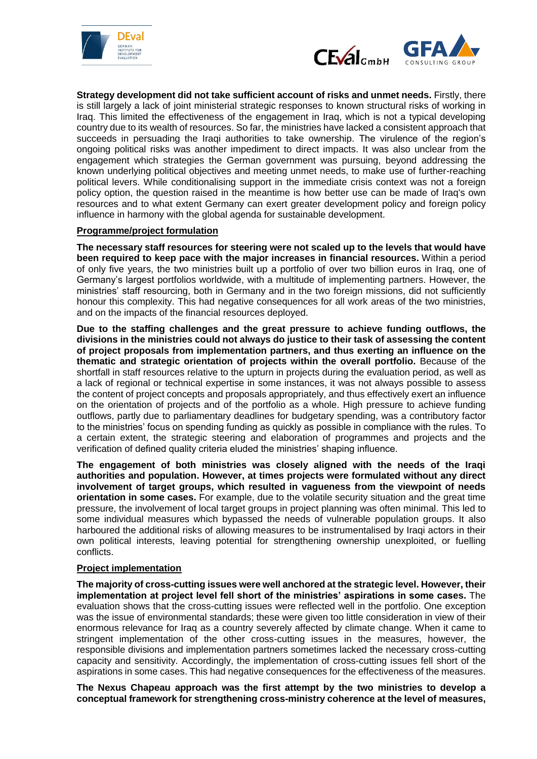**Strategy development did not take sufficient account of risks and unmet needs.** Firstly, there is still largely a lack of joint ministerial strategic responses to known structural risks of working in Iraq. This limited the effectiveness of the engagement in Iraq, which is not a typical developing country due to its wealth of resources. So far, the ministries have lacked a consistent approach that succeeds in persuading the Iraqi authorities to take ownership. The virulence of the region's ongoing political risks was another impediment to direct impacts. It was also unclear from the engagement which strategies the German government was pursuing, beyond addressing the known underlying political objectives and meeting unmet needs, to make use of further-reaching political levers. While conditionalising support in the immediate crisis context was not a foreign policy option, the question raised in the meantime is how better use can be made of Iraq's own resources and to what extent Germany can exert greater development policy and foreign policy influence in harmony with the global agenda for sustainable development.

**Programme/project formulation**

**The necessary staff resources for steering were not scaled up to the levels that would have been required to keep pace with the major increases in financial resources.** Within a period of only five years, the two ministries built up a portfolio of over two billion euros in Iraq, one of Germany's largest portfolios worldwide, with a multitude of implementing partners. However, the ministries' staff resourcing, both in Germany and in the two foreign missions, did not sufficiently honour this complexity. This had negative consequences for all work areas of the two ministries, and on the impacts of the financial resources deployed.

**Due to the staffing challenges and the great pressure to achieve funding outflows, the divisions in the ministries could not always do justice to their task of assessing the content of project proposals from implementation partners, and thus exerting an influence on the thematic and strategic orientation of projects within the overall portfolio.** Because of the shortfall in staff resources relative to the upturn in projects during the evaluation period, as well as a lack of regional or technical expertise in some instances, it was not always possible to assess the content of project concepts and proposals appropriately, and thus effectively exert an influence on the orientation of projects and of the portfolio as a whole. High pressure to achieve funding outflows, partly due to parliamentary deadlines for budgetary spending, was a contributory factor to the ministries' focus on spending funding as quickly as possible in compliance with the rules. To a certain extent, the strategic steering and elaboration of programmes and projects and the verification of defined quality criteria eluded the ministries' shaping influence.

**The engagement of both ministries was closely aligned with the needs of the Iraqi authorities and population. However, at times projects were formulated without any direct involvement of target groups, which resulted in vagueness from the viewpoint of needs orientation in some cases.** For example, due to the volatile security situation and the great time pressure, the involvement of local target groups in project planning was often minimal. This led to some individual measures which bypassed the needs of vulnerable population groups. It also harboured the additional risks of allowing measures to be instrumentalised by Iraqi actors in their own political interests, leaving potential for strengthening ownership unexploited, or fuelling conflicts.

**Project implementation**

**The majority of cross-cutting issues were well anchored at the strategic level. However, their implementation at project level fell short of the ministries' aspirations in some cases.** The evaluation shows that the cross-cutting issues were reflected well in the portfolio. One exception was the issue of environmental standards; these were given too little consideration in view of their enormous relevance for Iraq as a country severely affected by climate change. When it came to stringent implementation of the other cross-cutting issues in the measures, however, the responsible divisions and implementation partners sometimes lacked the necessary cross-cutting capacity and sensitivity. Accordingly, the implementation of cross-cutting issues fell short of the aspirations in some cases. This had negative consequences for the effectiveness of the measures.

**The Nexus Chapeau approach was the first attempt by the two ministries to develop a conceptual framework for strengthening cross-ministry coherence at the level of measures,**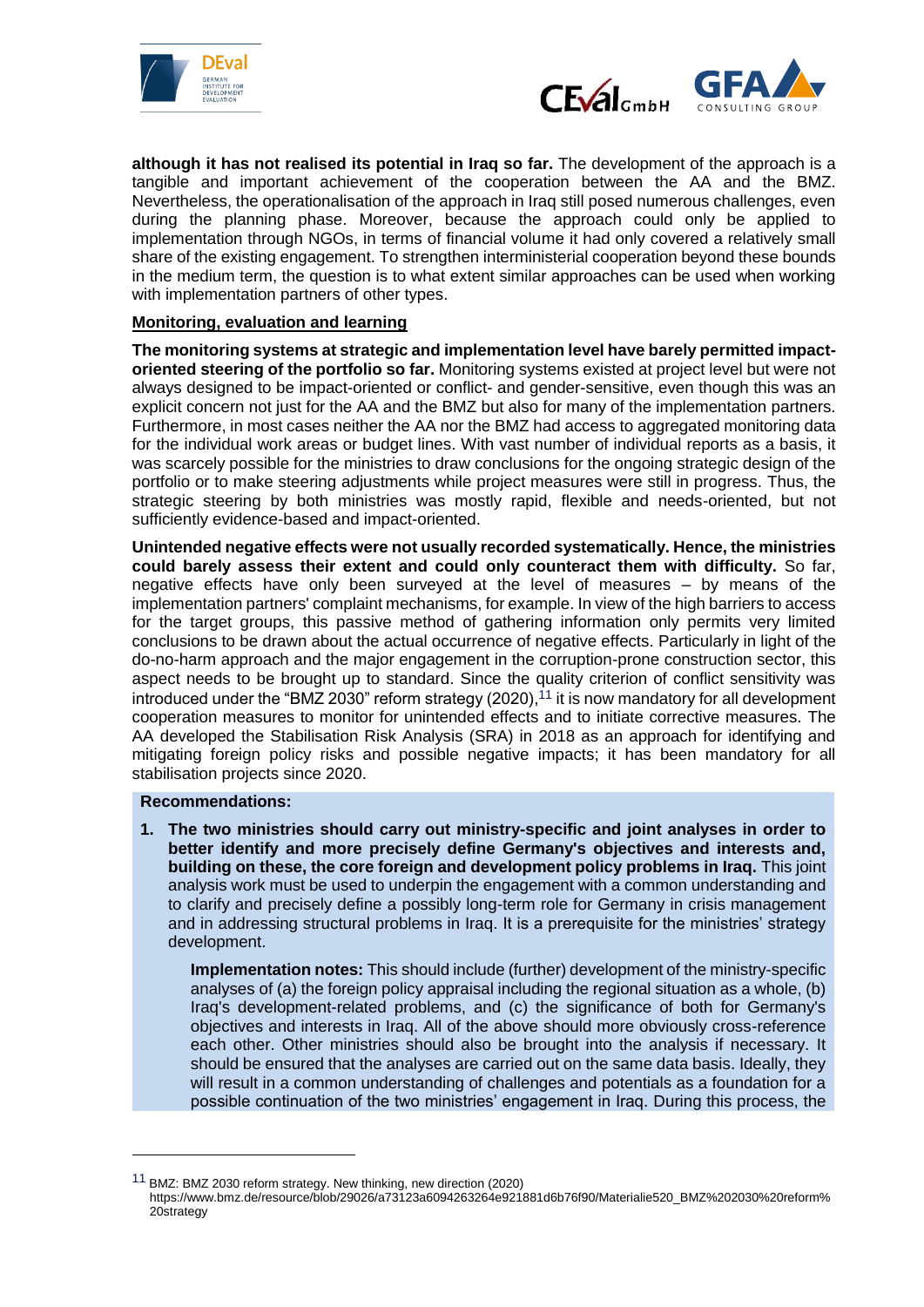**although it has not realised its potential in Iraq so far.** The development of the approach is a tangible and important achievement of the cooperation between the AA and the BMZ. Nevertheless, the operationalisation of the approach in Iraq still posed numerous challenges, even during the planning phase. Moreover, because the approach could only be applied to implementation through NGOs, in terms of financial volume it had only covered a relatively small share of the existing engagement. To strengthen interministerial cooperation beyond these bounds in the medium term, the question is to what extent similar approaches can be used when working with implementation partners of other types.

**Monitoring, evaluation and learning**

**The monitoring systems at strategic and implementation level have barely permitted impact-oriented steering of the portfolio so far.** Monitoring systems existed at project level but were not always designed to be impact-oriented or conflict- and gender-sensitive, even though this was an explicit concern not just for the AA and the BMZ but also for many of the implementation partners. Furthermore, in most cases neither the AA nor the BMZ had access to aggregated monitoring data for the individual work areas or budget lines. With vast number of individual reports as a basis, it was scarcely possible for the ministries to draw conclusions for the ongoing strategic design of the portfolio or to make steering adjustments while project measures were still in progress. Thus, the strategic steering by both ministries was mostly rapid, flexible and needs-oriented, but not sufficiently evidence-based and impact-oriented.

**Unintended negative effects were not usually recorded systematically. Hence, the ministries could barely assess their extent and could only counteract them with difficulty.** So far, negative effects have only been surveyed at the level of measures – by means of the implementation partners' complaint mechanisms, for example. In view of the high barriers to access for the target groups, this passive method of gathering information only permits very limited conclusions to be drawn about the actual occurrence of negative effects. Particularly in light of the do-no-harm approach and the major engagement in the corruption-prone construction sector, this aspect needs to be brought up to standard. Since the quality criterion of conflict sensitivity was introduced under the "BMZ 2030" reform strategy (2020),[11] it is now mandatory for all development cooperation measures to monitor for unintended effects and to initiate corrective measures. The AA developed the Stabilisation Risk Analysis (SRA) in 2018 as an approach for identifying and mitigating foreign policy risks and possible negative impacts; it has been mandatory for all stabilisation projects since 2020.

**Recommendations:**

1. **The two ministries should carry out ministry-specific and joint analyses in order to better identify and more precisely define Germany's objectives and interests and, building on these, the core foreign and development policy problems in Iraq.** This joint analysis work must be used to underpin the engagement with a common understanding and to clarify and precisely define a possibly long-term role for Germany in crisis management and in addressing structural problems in Iraq. It is a prerequisite for the ministries' strategy development.

   **Implementation notes:** This should include (further) development of the ministry-specific analyses of (a) the foreign policy appraisal including the regional situation as a whole, (b) Iraq's development-related problems, and (c) the significance of both for Germany's objectives and interests in Iraq. All of the above should more obviously cross-reference each other. Other ministries should also be brought into the analysis if necessary. It should be ensured that the analyses are carried out on the same data basis. Ideally, they will result in a common understanding of challenges and potentials as a foundation for a possible continuation of the two ministries' engagement in Iraq. During this process, the

---

[11] BMZ: BMZ 2030 reform strategy. New thinking, new direction (2020) https://www.bmz.de/resource/blob/29026/a73123a6094263264e921881d6b76f90/Materialie520_BMZ%202030%20reform%20strategy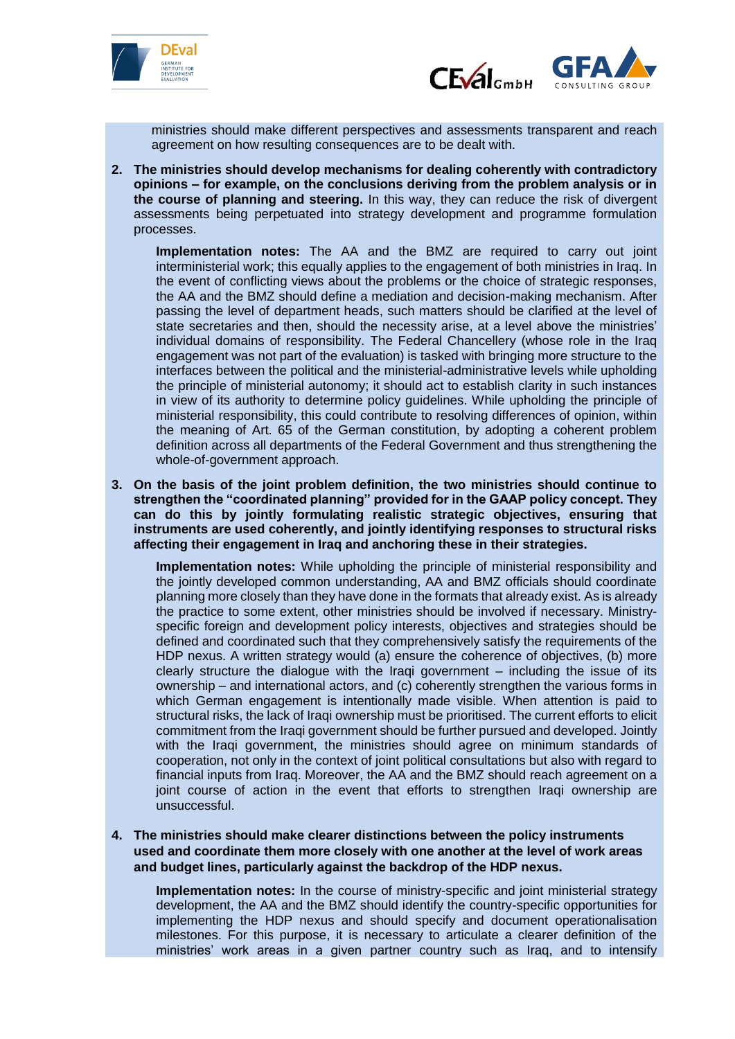ministries should make different perspectives and assessments transparent and reach agreement on how resulting consequences are to be dealt with.

2. **The ministries should develop mechanisms for dealing coherently with contradictory opinions – for example, on the conclusions deriving from the problem analysis or in the course of planning and steering.** In this way, they can reduce the risk of divergent assessments being perpetuated into strategy development and programme formulation processes.

   **Implementation notes:** The AA and the BMZ are required to carry out joint interministerial work; this equally applies to the engagement of both ministries in Iraq. In the event of conflicting views about the problems or the choice of strategic responses, the AA and the BMZ should define a mediation and decision-making mechanism. After passing the level of department heads, such matters should be clarified at the level of state secretaries and then, should the necessity arise, at a level above the ministries' individual domains of responsibility. The Federal Chancellery (whose role in the Iraq engagement was not part of the evaluation) is tasked with bringing more structure to the interfaces between the political and the ministerial-administrative levels while upholding the principle of ministerial autonomy; it should act to establish clarity in such instances in view of its authority to determine policy guidelines. While upholding the principle of ministerial responsibility, this could contribute to resolving differences of opinion, within the meaning of Art. 65 of the German constitution, by adopting a coherent problem definition across all departments of the Federal Government and thus strengthening the whole-of-government approach.

3. **On the basis of the joint problem definition, the two ministries should continue to strengthen the "coordinated planning" provided for in the GAAP policy concept. They can do this by jointly formulating realistic strategic objectives, ensuring that instruments are used coherently, and jointly identifying responses to structural risks affecting their engagement in Iraq and anchoring these in their strategies.**

   **Implementation notes:** While upholding the principle of ministerial responsibility and the jointly developed common understanding, AA and BMZ officials should coordinate planning more closely than they have done in the formats that already exist. As is already the practice to some extent, other ministries should be involved if necessary. Ministry-specific foreign and development policy interests, objectives and strategies should be defined and coordinated such that they comprehensively satisfy the requirements of the HDP nexus. A written strategy would (a) ensure the coherence of objectives, (b) more clearly structure the dialogue with the Iraqi government – including the issue of its ownership – and international actors, and (c) coherently strengthen the various forms in which German engagement is intentionally made visible. When attention is paid to structural risks, the lack of Iraqi ownership must be prioritised. The current efforts to elicit commitment from the Iraqi government should be further pursued and developed. Jointly with the Iraqi government, the ministries should agree on minimum standards of cooperation, not only in the context of joint political consultations but also with regard to financial inputs from Iraq. Moreover, the AA and the BMZ should reach agreement on a joint course of action in the event that efforts to strengthen Iraqi ownership are unsuccessful.

4. **The ministries should make clearer distinctions between the policy instruments used and coordinate them more closely with one another at the level of work areas and budget lines, particularly against the backdrop of the HDP nexus.**

   **Implementation notes:** In the course of ministry-specific and joint ministerial strategy development, the AA and the BMZ should identify the country-specific opportunities for implementing the HDP nexus and should specify and document operationalisation milestones. For this purpose, it is necessary to articulate a clearer definition of the ministries' work areas in a given partner country such as Iraq, and to intensify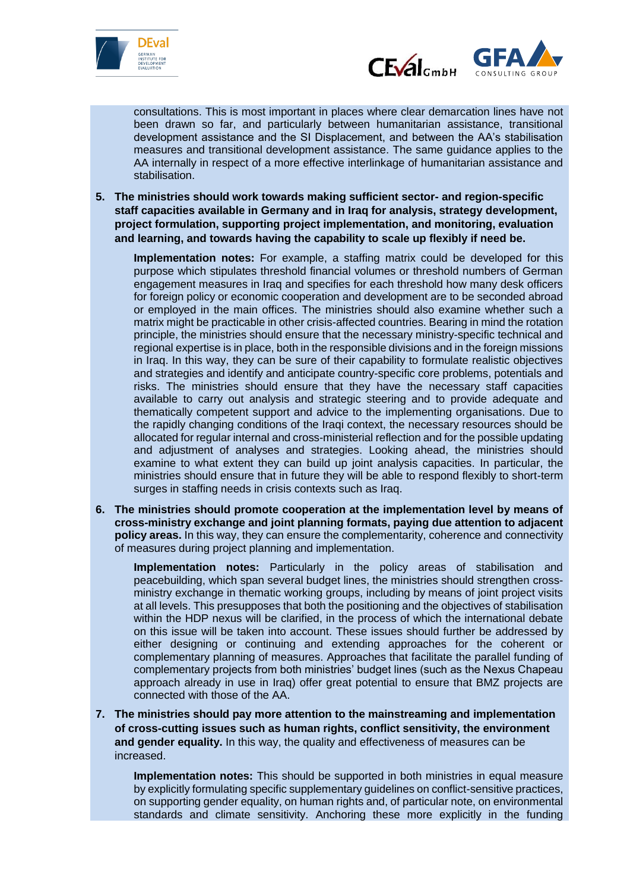consultations. This is most important in places where clear demarcation lines have not been drawn so far, and particularly between humanitarian assistance, transitional development assistance and the SI Displacement, and between the AA's stabilisation measures and transitional development assistance. The same guidance applies to the AA internally in respect of a more effective interlinkage of humanitarian assistance and stabilisation.

5. **The ministries should work towards making sufficient sector- and region-specific staff capacities available in Germany and in Iraq for analysis, strategy development, project formulation, supporting project implementation, and monitoring, evaluation and learning, and towards having the capability to scale up flexibly if need be.**

   **Implementation notes:** For example, a staffing matrix could be developed for this purpose which stipulates threshold financial volumes or threshold numbers of German engagement measures in Iraq and specifies for each threshold how many desk officers for foreign policy or economic cooperation and development are to be seconded abroad or employed in the main offices. The ministries should also examine whether such a matrix might be practicable in other crisis-affected countries. Bearing in mind the rotation principle, the ministries should ensure that the necessary ministry-specific technical and regional expertise is in place, both in the responsible divisions and in the foreign missions in Iraq. In this way, they can be sure of their capability to formulate realistic objectives and strategies and identify and anticipate country-specific core problems, potentials and risks. The ministries should ensure that they have the necessary staff capacities available to carry out analysis and strategic steering and to provide adequate and thematically competent support and advice to the implementing organisations. Due to the rapidly changing conditions of the Iraqi context, the necessary resources should be allocated for regular internal and cross-ministerial reflection and for the possible updating and adjustment of analyses and strategies. Looking ahead, the ministries should examine to what extent they can build up joint analysis capacities. In particular, the ministries should ensure that in future they will be able to respond flexibly to short-term surges in staffing needs in crisis contexts such as Iraq.

6. **The ministries should promote cooperation at the implementation level by means of cross-ministry exchange and joint planning formats, paying due attention to adjacent policy areas.** In this way, they can ensure the complementarity, coherence and connectivity of measures during project planning and implementation.

   **Implementation notes:** Particularly in the policy areas of stabilisation and peacebuilding, which span several budget lines, the ministries should strengthen cross-ministry exchange in thematic working groups, including by means of joint project visits at all levels. This presupposes that both the positioning and the objectives of stabilisation within the HDP nexus will be clarified, in the process of which the international debate on this issue will be taken into account. These issues should further be addressed by either designing or continuing and extending approaches for the coherent or complementary planning of measures. Approaches that facilitate the parallel funding of complementary projects from both ministries' budget lines (such as the Nexus Chapeau approach already in use in Iraq) offer great potential to ensure that BMZ projects are connected with those of the AA.

7. **The ministries should pay more attention to the mainstreaming and implementation of cross-cutting issues such as human rights, conflict sensitivity, the environment and gender equality.** In this way, the quality and effectiveness of measures can be increased.

   **Implementation notes:** This should be supported in both ministries in equal measure by explicitly formulating specific supplementary guidelines on conflict-sensitive practices, on supporting gender equality, on human rights and, of particular note, on environmental standards and climate sensitivity. Anchoring these more explicitly in the funding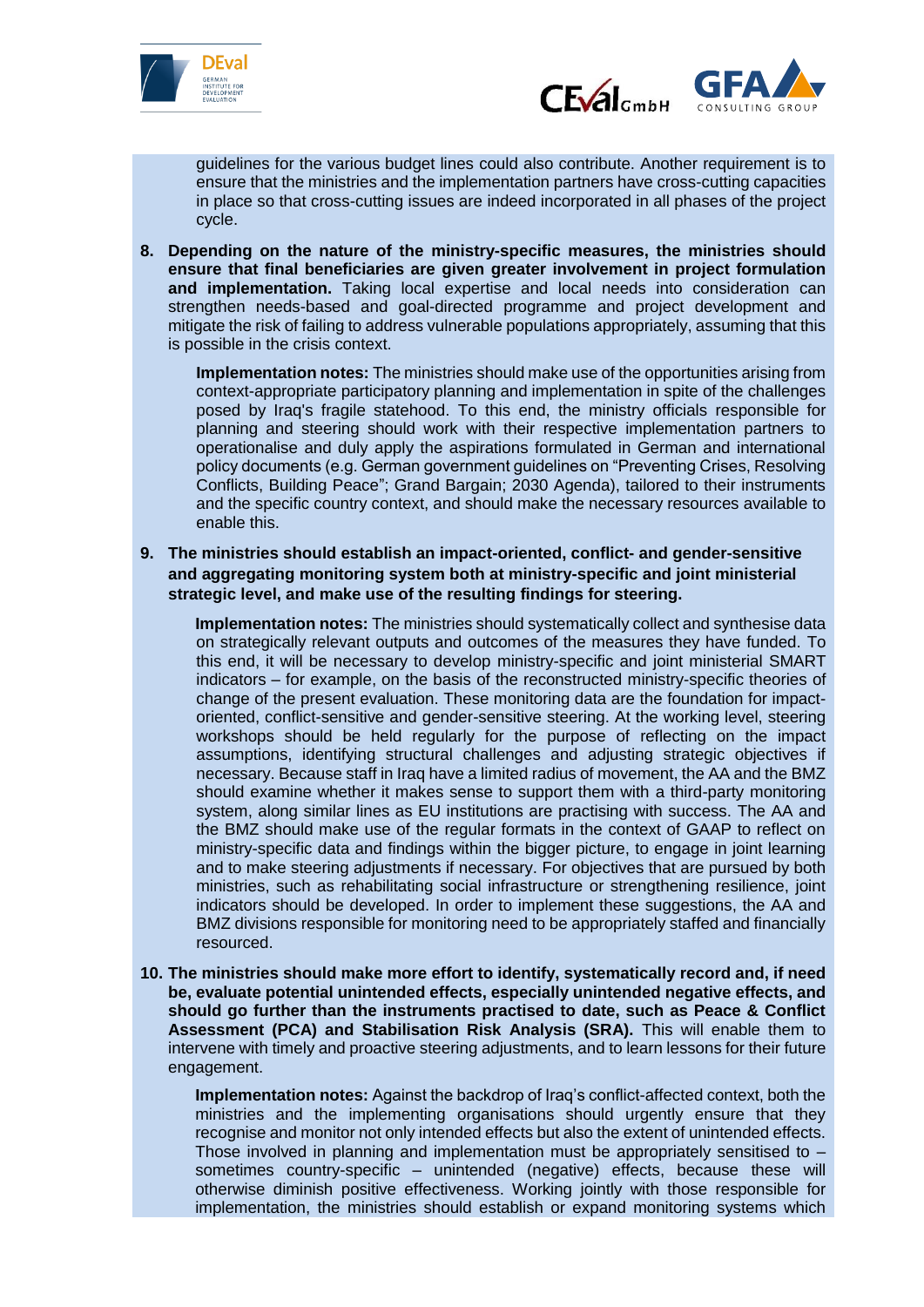guidelines for the various budget lines could also contribute. Another requirement is to ensure that the ministries and the implementation partners have cross-cutting capacities in place so that cross-cutting issues are indeed incorporated in all phases of the project cycle.

8. **Depending on the nature of the ministry-specific measures, the ministries should ensure that final beneficiaries are given greater involvement in project formulation and implementation.** Taking local expertise and local needs into consideration can strengthen needs-based and goal-directed programme and project development and mitigate the risk of failing to address vulnerable populations appropriately, assuming that this is possible in the crisis context.

   **Implementation notes:** The ministries should make use of the opportunities arising from context-appropriate participatory planning and implementation in spite of the challenges posed by Iraq's fragile statehood. To this end, the ministry officials responsible for planning and steering should work with their respective implementation partners to operationalise and duly apply the aspirations formulated in German and international policy documents (e.g. German government guidelines on "Preventing Crises, Resolving Conflicts, Building Peace"; Grand Bargain; 2030 Agenda), tailored to their instruments and the specific country context, and should make the necessary resources available to enable this.

9. **The ministries should establish an impact-oriented, conflict- and gender-sensitive and aggregating monitoring system both at ministry-specific and joint ministerial strategic level, and make use of the resulting findings for steering.**

   **Implementation notes:** The ministries should systematically collect and synthesise data on strategically relevant outputs and outcomes of the measures they have funded. To this end, it will be necessary to develop ministry-specific and joint ministerial SMART indicators – for example, on the basis of the reconstructed ministry-specific theories of change of the present evaluation. These monitoring data are the foundation for impact-oriented, conflict-sensitive and gender-sensitive steering. At the working level, steering workshops should be held regularly for the purpose of reflecting on the impact assumptions, identifying structural challenges and adjusting strategic objectives if necessary. Because staff in Iraq have a limited radius of movement, the AA and the BMZ should examine whether it makes sense to support them with a third-party monitoring system, along similar lines as EU institutions are practising with success. The AA and the BMZ should make use of the regular formats in the context of GAAP to reflect on ministry-specific data and findings within the bigger picture, to engage in joint learning and to make steering adjustments if necessary. For objectives that are pursued by both ministries, such as rehabilitating social infrastructure or strengthening resilience, joint indicators should be developed. In order to implement these suggestions, the AA and BMZ divisions responsible for monitoring need to be appropriately staffed and financially resourced.

10. **The ministries should make more effort to identify, systematically record and, if need be, evaluate potential unintended effects, especially unintended negative effects, and should go further than the instruments practised to date, such as Peace & Conflict Assessment (PCA) and Stabilisation Risk Analysis (SRA).** This will enable them to intervene with timely and proactive steering adjustments, and to learn lessons for their future engagement.

    **Implementation notes:** Against the backdrop of Iraq's conflict-affected context, both the ministries and the implementing organisations should urgently ensure that they recognise and monitor not only intended effects but also the extent of unintended effects. Those involved in planning and implementation must be appropriately sensitised to – sometimes country-specific – unintended (negative) effects, because these will otherwise diminish positive effectiveness. Working jointly with those responsible for implementation, the ministries should establish or expand monitoring systems which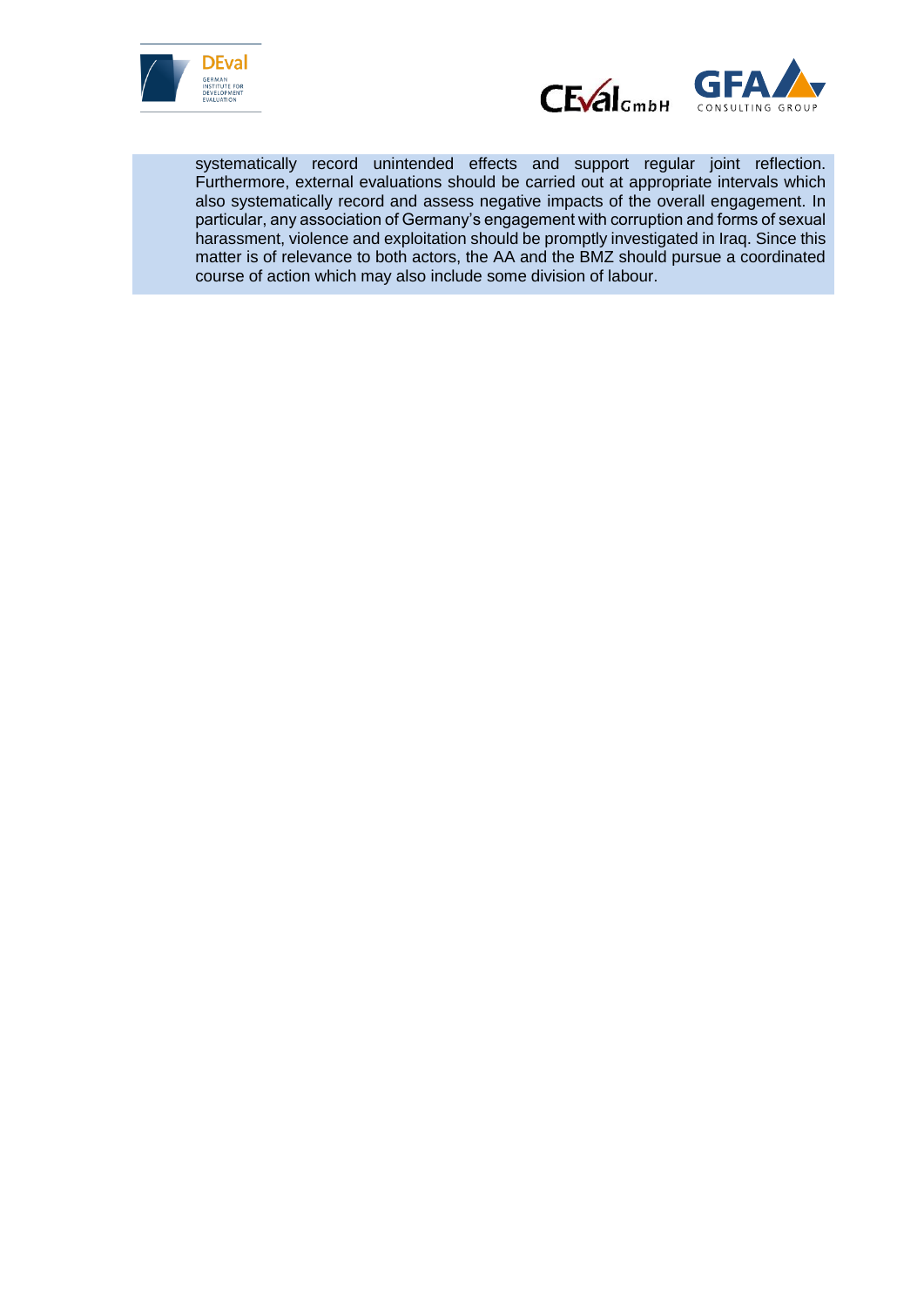systematically record unintended effects and support regular joint reflection. Furthermore, external evaluations should be carried out at appropriate intervals which also systematically record and assess negative impacts of the overall engagement. In particular, any association of Germany's engagement with corruption and forms of sexual harassment, violence and exploitation should be promptly investigated in Iraq. Since this matter is of relevance to both actors, the AA and the BMZ should pursue a coordinated course of action which may also include some division of labour.